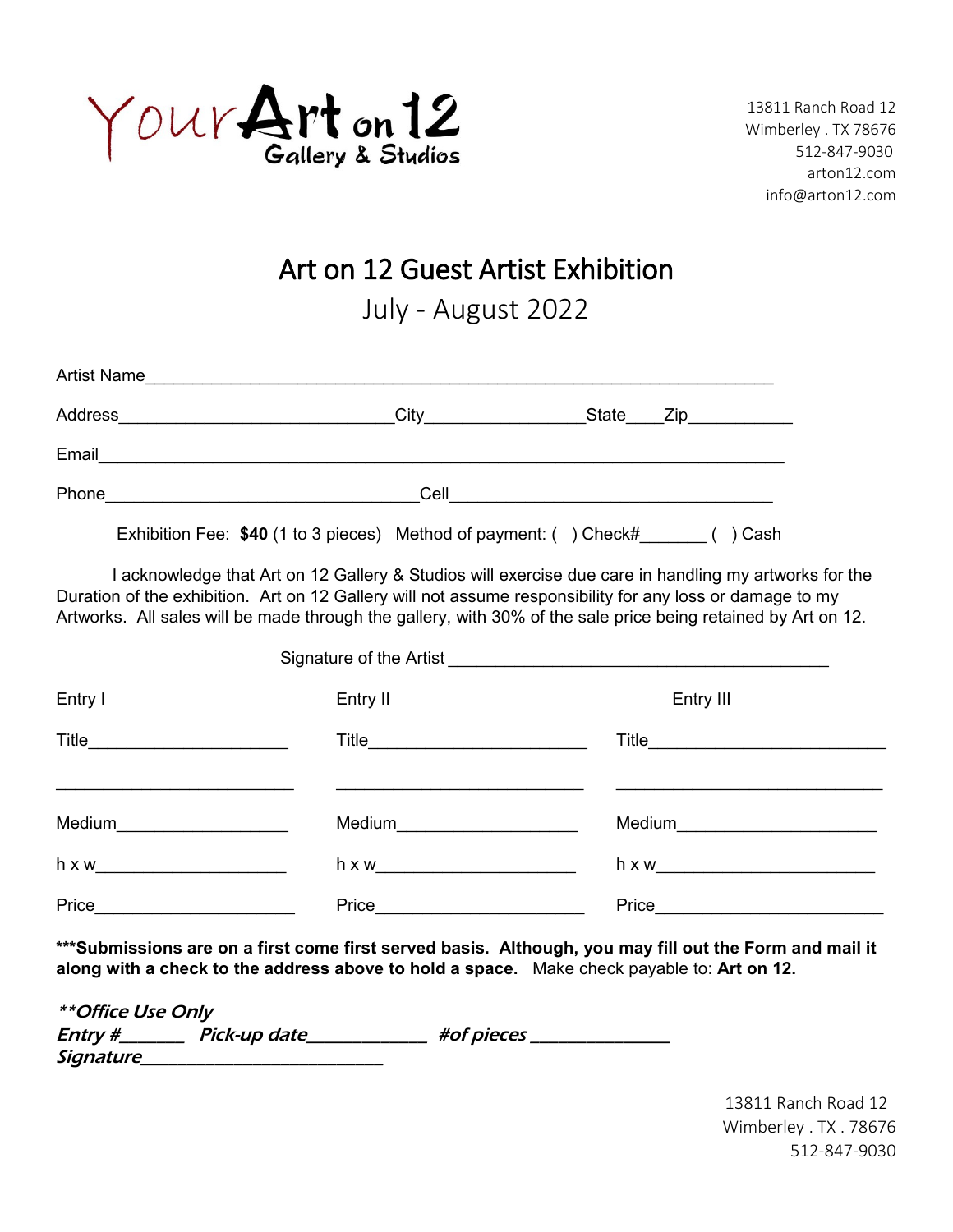Your Art on 12
Gallery & Studios

13811 Ranch Road 12
Wimberley . TX 78676
512-847-9030
arton12.com
info@arton12.com

# Art on 12 Guest Artist Exhibition

## July - August 2022

Artist Name_______________________________________________________________

Address_____________________________City_________________State____Zip___________

Email_____________________________________________________________________

Phone__________________________________Cell____________________________________

Exhibition Fee: **$40** (1 to 3 pieces) Method of payment: ( ) Check#_______ ( ) Cash

I acknowledge that Art on 12 Gallery & Studios will exercise due care in handling my artworks for the Duration of the exhibition. Art on 12 Gallery will not assume responsibility for any loss or damage to my Artworks. All sales will be made through the gallery, with 30% of the sale price being retained by Art on 12.

Signature of the Artist __________________________________________

| Entry I | Entry II | Entry III |
|---|---|---|
| Title_____________________ | Title_______________________ | Title_________________________ |
| _________________________ | __________________________ | ____________________________ |
| Medium__________________ | Medium___________________ | Medium_____________________ |
| h x w____________________ | h x w_____________________ | h x w_______________________ |
| Price_____________________ | Price______________________ | Price________________________ |

**\*\*\*Submissions are on a first come first served basis. Although, you may fill out the Form and mail it along with a check to the address above to hold a space.** Make check payable to: **Art on 12.**

***\*\*Office Use Only***
***Entry #_______ Pick-up date_____________ #of pieces ______________***
***Signature_________________________***

13811 Ranch Road 12
Wimberley . TX . 78676
512-847-9030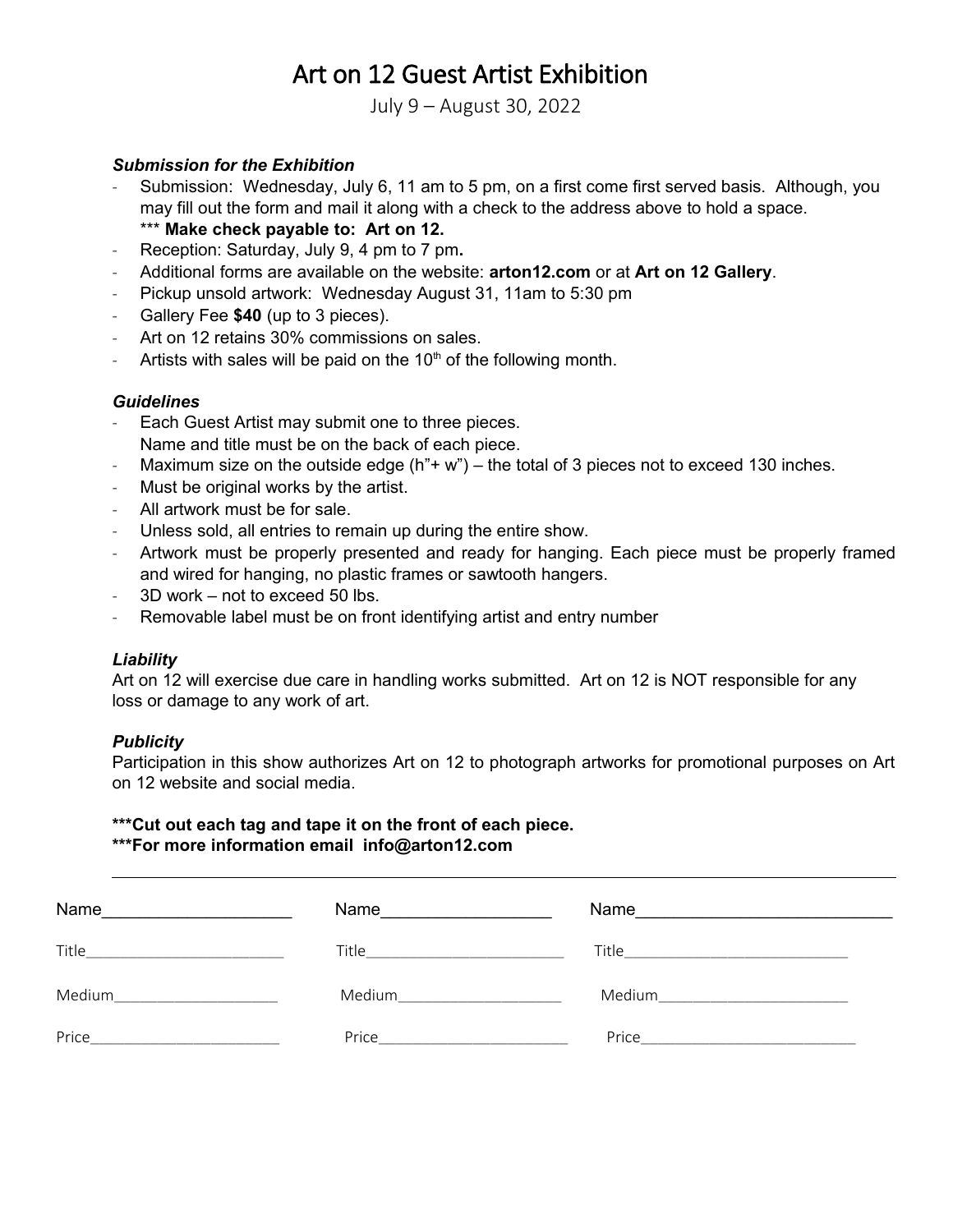# Art on 12 Guest Artist Exhibition

July 9 – August 30, 2022

### *Submission for the Exhibition*

- Submission: Wednesday, July 6, 11 am to 5 pm, on a first come first served basis. Although, you may fill out the form and mail it along with a check to the address above to hold a space.
  *** **Make check payable to: Art on 12.**
- Reception: Saturday, July 9, 4 pm to 7 pm**.**
- Additional forms are available on the website: **arton12.com** or at **Art on 12 Gallery**.
- Pickup unsold artwork: Wednesday August 31, 11am to 5:30 pm
- Gallery Fee **$40** (up to 3 pieces).
- Art on 12 retains 30% commissions on sales.
- Artists with sales will be paid on the $10^{th}$ of the following month.

### *Guidelines*

- Each Guest Artist may submit one to three pieces.
  Name and title must be on the back of each piece.
- Maximum size on the outside edge (h"+ w") – the total of 3 pieces not to exceed 130 inches.
- Must be original works by the artist.
- All artwork must be for sale.
- Unless sold, all entries to remain up during the entire show.
- Artwork must be properly presented and ready for hanging. Each piece must be properly framed and wired for hanging, no plastic frames or sawtooth hangers.
- 3D work – not to exceed 50 lbs.
- Removable label must be on front identifying artist and entry number

### *Liability*

Art on 12 will exercise due care in handling works submitted. Art on 12 is NOT responsible for any loss or damage to any work of art.

### *Publicity*

Participation in this show authorizes Art on 12 to photograph artworks for promotional purposes on Art on 12 website and social media.

**\*\*\*Cut out each tag and tape it on the front of each piece.**
**\*\*\*For more information email info@arton12.com**

---

| | | |
|---|---|---|
| Name____________________ | Name__________________ | Name___________________________ |
| Title________________________ | Title________________________ | Title___________________________ |
| Medium___________________ | Medium___________________ | Medium______________________ |
| Price______________________ | Price______________________ | Price_________________________ |